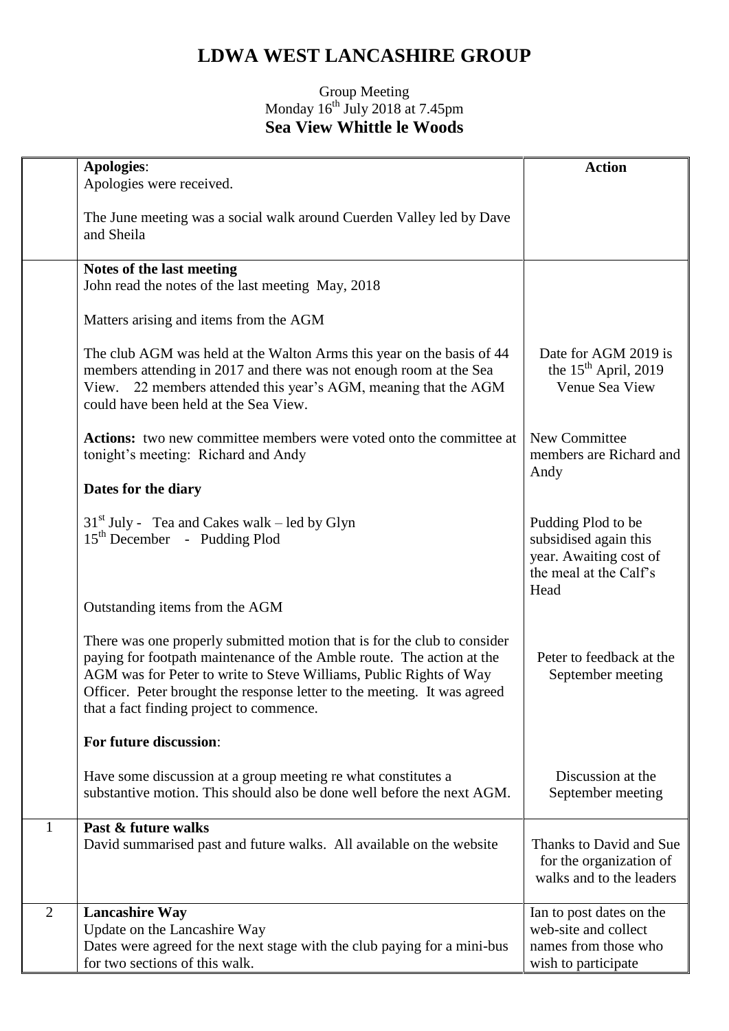# LDWA WEST LANCASHIRE GROUP

Group Meeting
Monday 16th July 2018 at 7.45pm
**Sea View Whittle le Woods**

| | | Action |
|---|---|---|
| | **Apologies**:<br>Apologies were received.<br><br>The June meeting was a social walk around Cuerden Valley led by Dave and Sheila | |
| | **Notes of the last meeting**<br>John read the notes of the last meeting May, 2018<br><br>Matters arising and items from the AGM<br><br>The club AGM was held at the Walton Arms this year on the basis of 44 members attending in 2017 and there was not enough room at the Sea View. 22 members attended this year's AGM, meaning that the AGM could have been held at the Sea View. | Date for AGM 2019 is the 15th April, 2019 Venue Sea View |
| | **Actions:** two new committee members were voted onto the committee at tonight's meeting: Richard and Andy | New Committee members are Richard and Andy |
| | **Dates for the diary**<br><br>31st July - Tea and Cakes walk – led by Glyn<br>15th December - Pudding Plod | Pudding Plod to be subsidised again this year. Awaiting cost of the meal at the Calf's Head |
| | Outstanding items from the AGM<br><br>There was one properly submitted motion that is for the club to consider paying for footpath maintenance of the Amble route. The action at the AGM was for Peter to write to Steve Williams, Public Rights of Way Officer. Peter brought the response letter to the meeting. It was agreed that a fact finding project to commence. | Peter to feedback at the September meeting |
| | **For future discussion**:<br><br>Have some discussion at a group meeting re what constitutes a substantive motion. This should also be done well before the next AGM. | Discussion at the September meeting |
| 1 | **Past & future walks**<br>David summarised past and future walks. All available on the website | Thanks to David and Sue for the organization of walks and to the leaders |
| 2 | **Lancashire Way**<br>Update on the Lancashire Way<br>Dates were agreed for the next stage with the club paying for a mini-bus for two sections of this walk. | Ian to post dates on the web-site and collect names from those who wish to participate |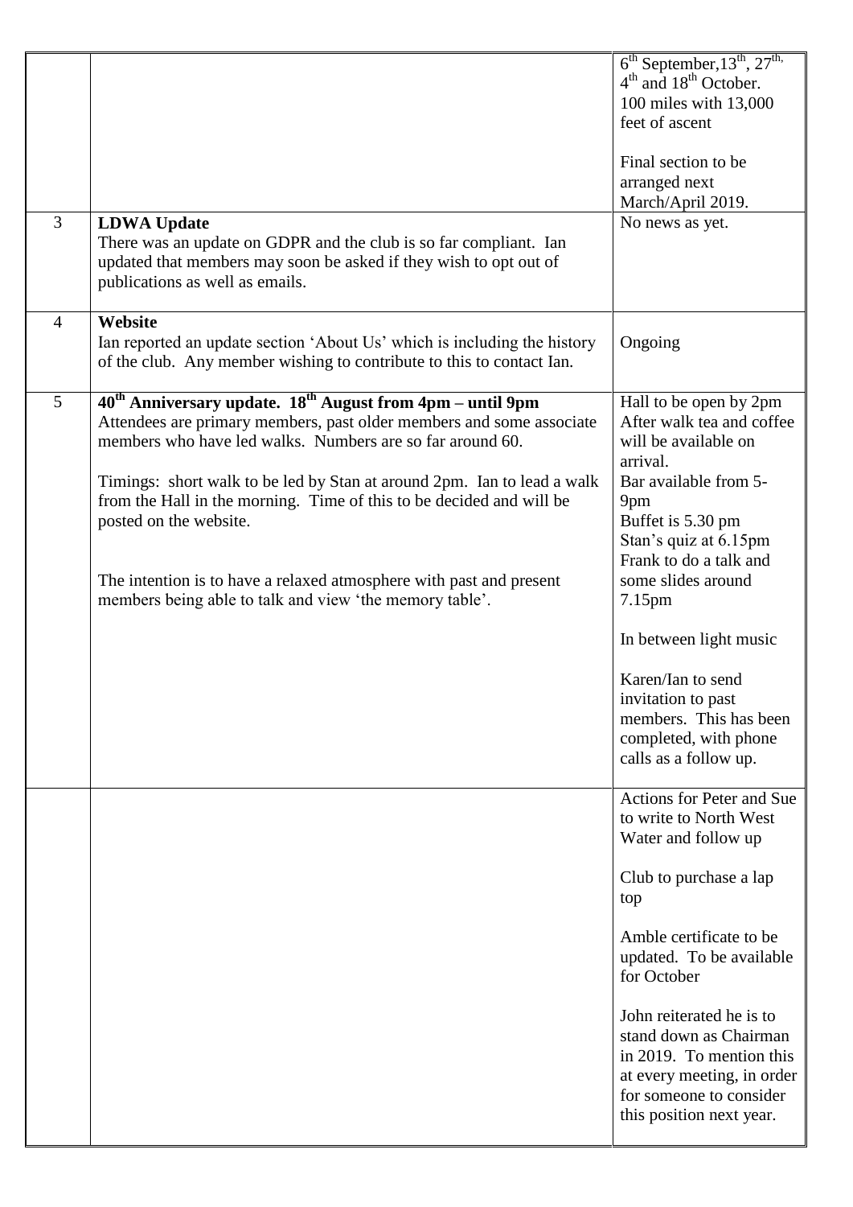| | | |
|---|---|---|
| | | 6th September, 13th, 27th, 4th and 18th October.<br>100 miles with 13,000 feet of ascent<br><br>Final section to be arranged next March/April 2019. |
| 3 | **LDWA Update**<br>There was an update on GDPR and the club is so far compliant. Ian updated that members may soon be asked if they wish to opt out of publications as well as emails. | No news as yet. |
| 4 | **Website**<br>Ian reported an update section 'About Us' which is including the history of the club. Any member wishing to contribute to this to contact Ian. | Ongoing |
| 5 | **40th Anniversary update. 18th August from 4pm – until 9pm**<br>Attendees are primary members, past older members and some associate members who have led walks. Numbers are so far around 60.<br><br>Timings: short walk to be led by Stan at around 2pm. Ian to lead a walk from the Hall in the morning. Time of this to be decided and will be posted on the website.<br><br>The intention is to have a relaxed atmosphere with past and present members being able to talk and view 'the memory table'. | Hall to be open by 2pm<br>After walk tea and coffee will be available on arrival.<br>Bar available from 5-9pm<br>Buffet is 5.30 pm<br>Stan's quiz at 6.15pm<br>Frank to do a talk and some slides around 7.15pm<br><br>In between light music<br><br>Karen/Ian to send invitation to past members. This has been completed, with phone calls as a follow up. |
| | | Actions for Peter and Sue to write to North West Water and follow up<br><br>Club to purchase a lap top<br><br>Amble certificate to be updated. To be available for October<br><br>John reiterated he is to stand down as Chairman in 2019. To mention this at every meeting, in order for someone to consider this position next year. |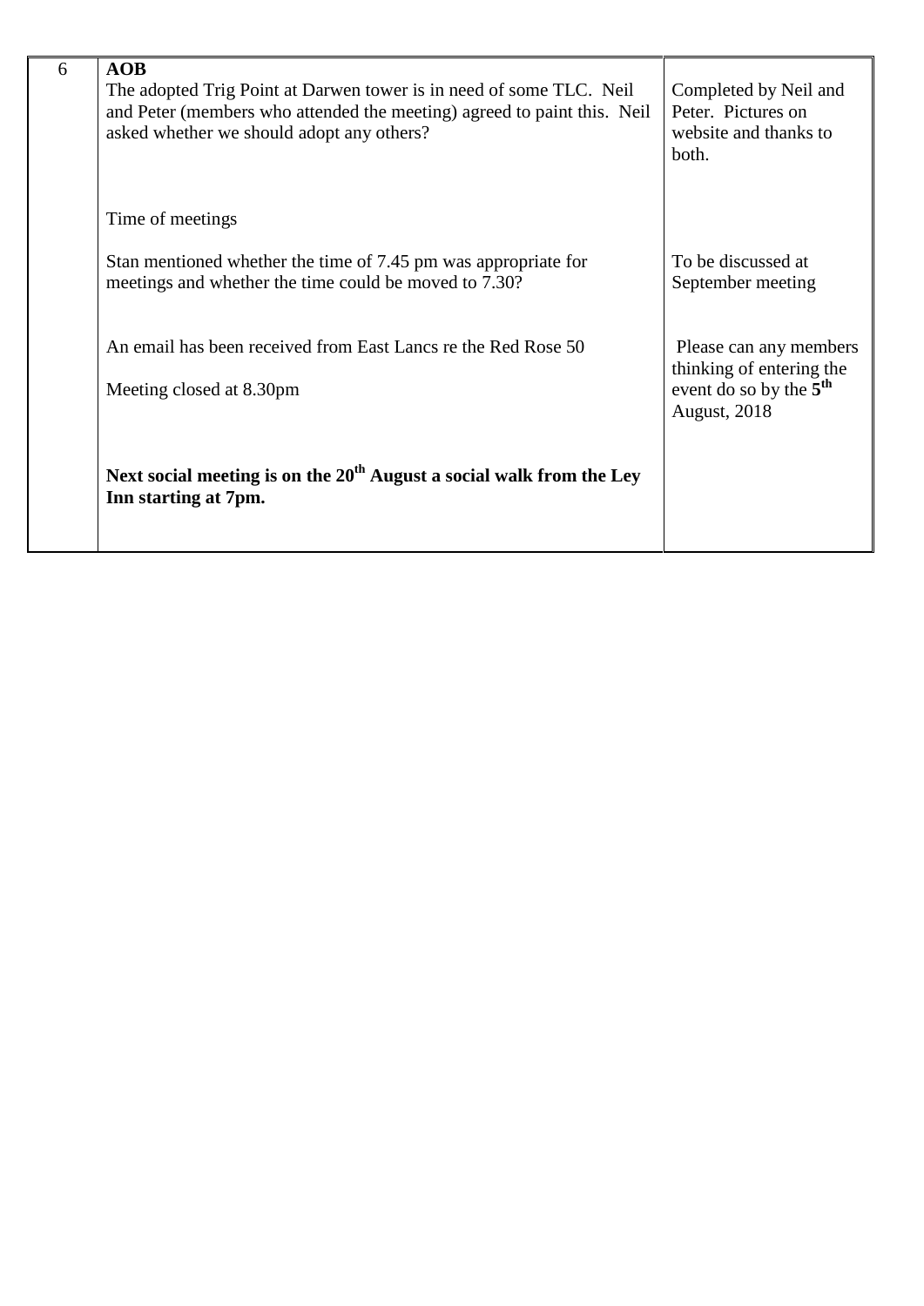| | | |
|---|---|---|
| 6 | **AOB**<br>The adopted Trig Point at Darwen tower is in need of some TLC. Neil and Peter (members who attended the meeting) agreed to paint this. Neil asked whether we should adopt any others? | Completed by Neil and Peter. Pictures on website and thanks to both. |
| | Time of meetings<br><br>Stan mentioned whether the time of 7.45 pm was appropriate for meetings and whether the time could be moved to 7.30? | To be discussed at September meeting |
| | An email has been received from East Lancs re the Red Rose 50<br><br>Meeting closed at 8.30pm | Please can any members thinking of entering the event do so by the **5th** August, 2018 |
| | **Next social meeting is on the 20th August a social walk from the Ley Inn starting at 7pm.** | |